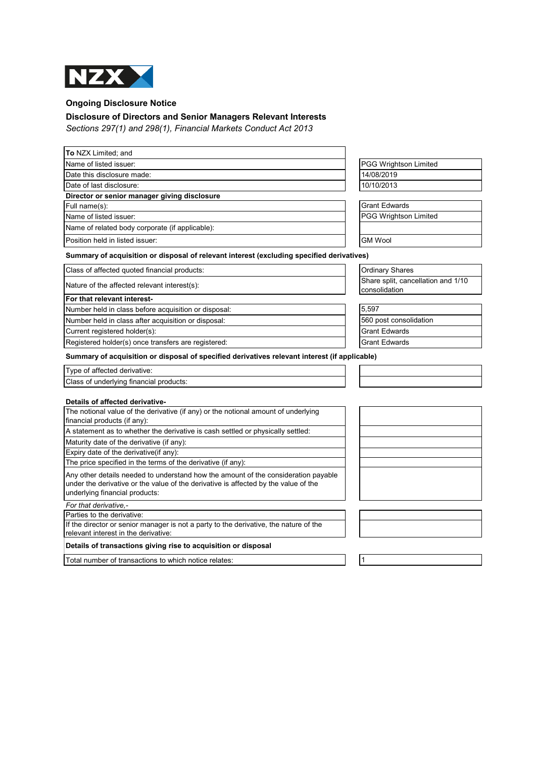NZX

## Ongoing Disclosure Notice

### Disclosure of Directors and Senior Managers Relevant Interests

*Sections 297(1) and 298(1), Financial Markets Conduct Act 2013*

| | |
|---|---|
| **To** NZX Limited; and | |
| Name of listed issuer: | PGG Wrightson Limited |
| Date this disclosure made: | 14/08/2019 |
| Date of last disclosure: | 10/10/2013 |
| **Director or senior manager giving disclosure** | |
| Full name(s): | Grant Edwards |
| Name of listed issuer: | PGG Wrightson Limited |
| Name of related body corporate (if applicable): | |
| Position held in listed issuer: | GM Wool |

**Summary of acquisition or disposal of relevant interest (excluding specified derivatives)**

| | |
|---|---|
| Class of affected quoted financial products: | Ordinary Shares |
| Nature of the affected relevant interest(s): | Share split, cancellation and 1/10 consolidation |
| **For that relevant interest-** | |
| Number held in class before acquisition or disposal: | 5,597 |
| Number held in class after acquisition or disposal: | 560 post consolidation |
| Current registered holder(s): | Grant Edwards |
| Registered holder(s) once transfers are registered: | Grant Edwards |

**Summary of acquisition or disposal of specified derivatives relevant interest (if applicable)**

| | |
|---|---|
| Type of affected derivative: | |
| Class of underlying financial products: | |

**Details of affected derivative-**

| | |
|---|---|
| The notional value of the derivative (if any) or the notional amount of underlying financial products (if any): | |
| A statement as to whether the derivative is cash settled or physically settled: | |
| Maturity date of the derivative (if any): | |
| Expiry date of the derivative(if any): | |
| The price specified in the terms of the derivative (if any): | |
| Any other details needed to understand how the amount of the consideration payable under the derivative or the value of the derivative is affected by the value of the underlying financial products: | |
| *For that derivative,-* | |
| Parties to the derivative: | |
| If the director or senior manager is not a party to the derivative, the nature of the relevant interest in the derivative: | |

**Details of transactions giving rise to acquisition or disposal**

| | |
|---|---|
| Total number of transactions to which notice relates: | 1 |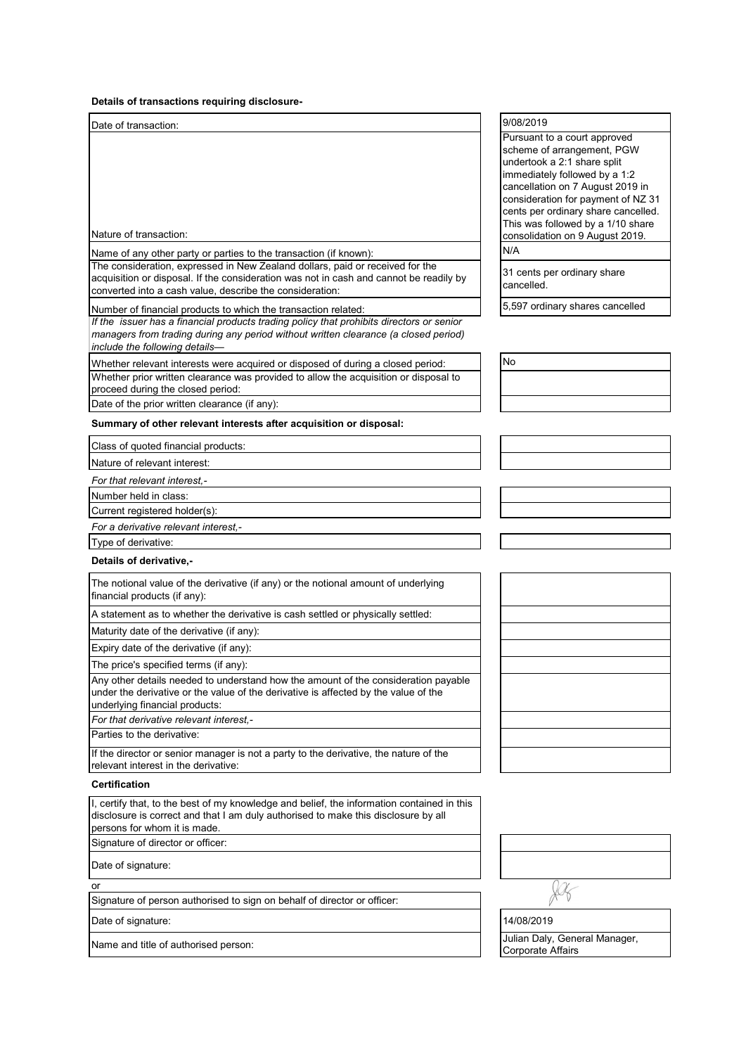**Details of transactions requiring disclosure-**

| | |
|---|---|
| Date of transaction: | 9/08/2019 |
| Nature of transaction: | Pursuant to a court approved scheme of arrangement, PGW undertook a 2:1 share split immediately followed by a 1:2 cancellation on 7 August 2019 in consideration for payment of NZ 31 cents per ordinary share cancelled. This was followed by a 1/10 share consolidation on 9 August 2019. |
| Name of any other party or parties to the transaction (if known): | N/A |
| The consideration, expressed in New Zealand dollars, paid or received for the acquisition or disposal. If the consideration was not in cash and cannot be readily by converted into a cash value, describe the consideration: | 31 cents per ordinary share cancelled. |
| Number of financial products to which the transaction related: | 5,597 ordinary shares cancelled |
| *If the issuer has a financial products trading policy that prohibits directors or senior managers from trading during any period without written clearance (a closed period) include the following details—* | |
| Whether relevant interests were acquired or disposed of during a closed period: | No |
| Whether prior written clearance was provided to allow the acquisition or disposal to proceed during the closed period: | |
| Date of the prior written clearance (if any): | |

**Summary of other relevant interests after acquisition or disposal:**

| | |
|---|---|
| Class of quoted financial products: | |
| Nature of relevant interest: | |
| *For that relevant interest,-* | |
| Number held in class: | |
| Current registered holder(s): | |
| *For a derivative relevant interest,-* | |
| Type of derivative: | |

**Details of derivative,-**

| | |
|---|---|
| The notional value of the derivative (if any) or the notional amount of underlying financial products (if any): | |
| A statement as to whether the derivative is cash settled or physically settled: | |
| Maturity date of the derivative (if any): | |
| Expiry date of the derivative (if any): | |
| The price's specified terms (if any): | |
| Any other details needed to understand how the amount of the consideration payable under the derivative or the value of the derivative is affected by the value of the underlying financial products: | |
| *For that derivative relevant interest,-* | |
| Parties to the derivative: | |
| If the director or senior manager is not a party to the derivative, the nature of the relevant interest in the derivative: | |

**Certification**

| | |
|---|---|
| I, certify that, to the best of my knowledge and belief, the information contained in this disclosure is correct and that I am duly authorised to make this disclosure by all persons for whom it is made. | |
| Signature of director or officer: | |
| Date of signature: | |
| or | |
| Signature of person authorised to sign on behalf of director or officer: | |
| Date of signature: | 14/08/2019 |
| Name and title of authorised person: | Julian Daly, General Manager, Corporate Affairs |